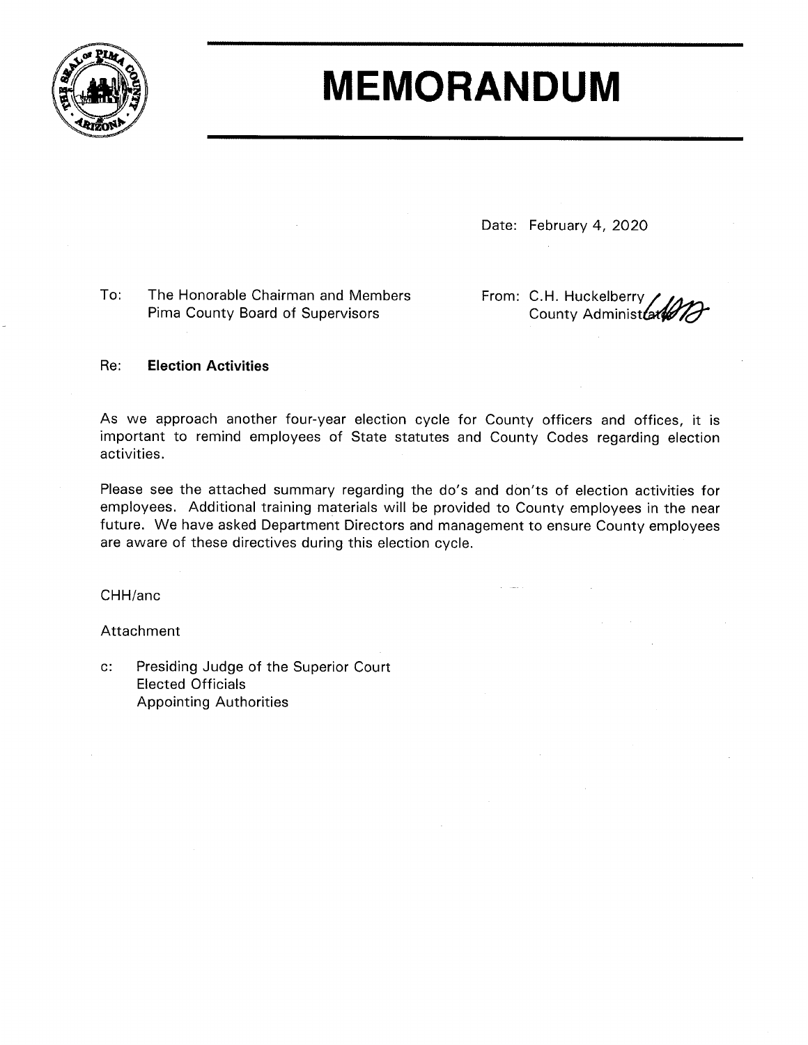# MEMORANDUM

Date: February 4, 2020

To: The Honorable Chairman and Members
Pima County Board of Supervisors

From: C.H. Huckelberry
County Administrator

Re: **Election Activities**

As we approach another four-year election cycle for County officers and offices, it is important to remind employees of State statutes and County Codes regarding election activities.

Please see the attached summary regarding the do's and don'ts of election activities for employees. Additional training materials will be provided to County employees in the near future. We have asked Department Directors and management to ensure County employees are aware of these directives during this election cycle.

CHH/anc

Attachment

c: Presiding Judge of the Superior Court
Elected Officials
Appointing Authorities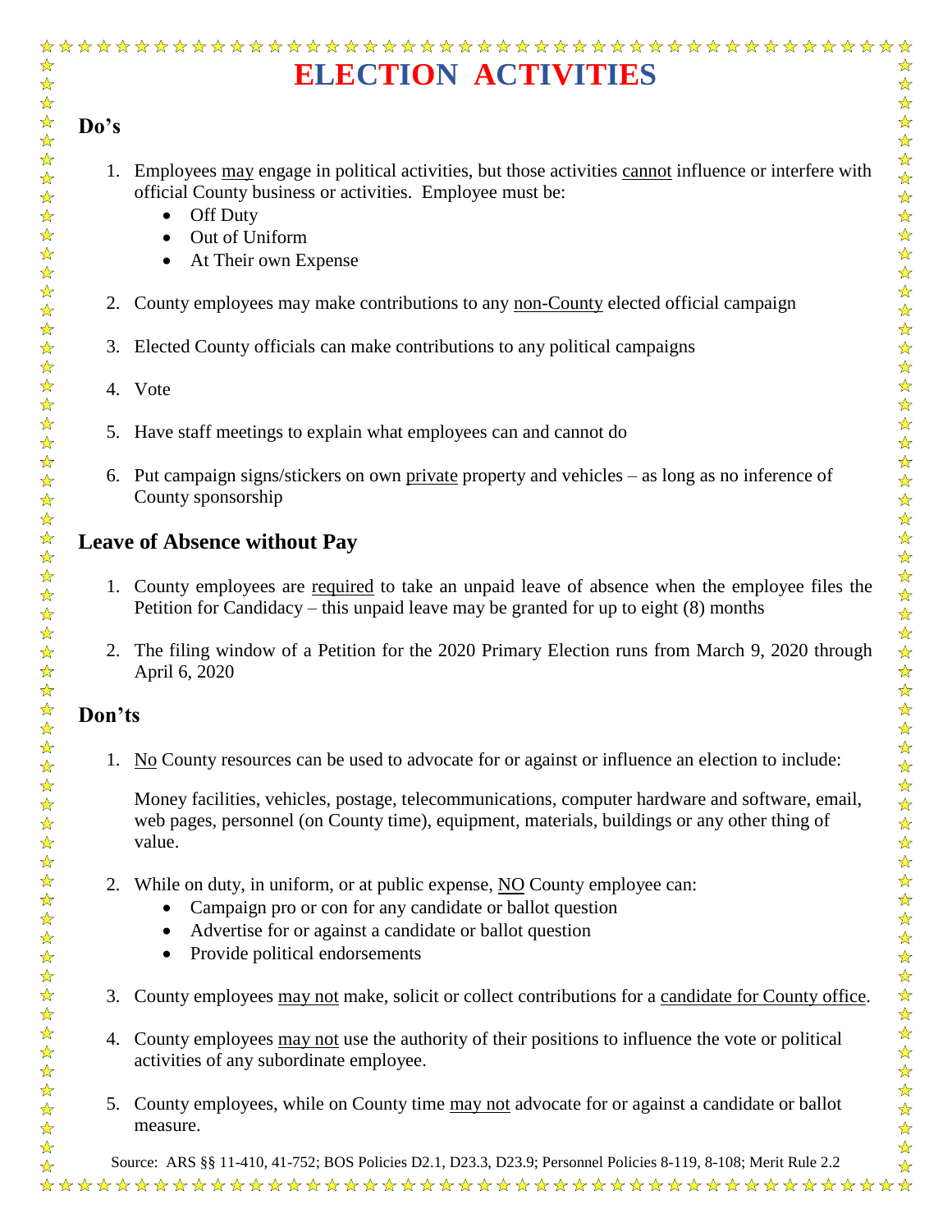# ELECTION ACTIVITIES

## Do's

1. Employees may engage in political activities, but those activities cannot influence or interfere with official County business or activities. Employee must be:
   - Off Duty
   - Out of Uniform
   - At Their own Expense

2. County employees may make contributions to any non-County elected official campaign

3. Elected County officials can make contributions to any political campaigns

4. Vote

5. Have staff meetings to explain what employees can and cannot do

6. Put campaign signs/stickers on own private property and vehicles – as long as no inference of County sponsorship

## Leave of Absence without Pay

1. County employees are required to take an unpaid leave of absence when the employee files the Petition for Candidacy – this unpaid leave may be granted for up to eight (8) months

2. The filing window of a Petition for the 2020 Primary Election runs from March 9, 2020 through April 6, 2020

## Don'ts

1. No County resources can be used to advocate for or against or influence an election to include:

   Money facilities, vehicles, postage, telecommunications, computer hardware and software, email, web pages, personnel (on County time), equipment, materials, buildings or any other thing of value.

2. While on duty, in uniform, or at public expense, NO County employee can:
   - Campaign pro or con for any candidate or ballot question
   - Advertise for or against a candidate or ballot question
   - Provide political endorsements

3. County employees may not make, solicit or collect contributions for a candidate for County office.

4. County employees may not use the authority of their positions to influence the vote or political activities of any subordinate employee.

5. County employees, while on County time may not advocate for or against a candidate or ballot measure.

Source: ARS §§ 11-410, 41-752; BOS Policies D2.1, D23.3, D23.9; Personnel Policies 8-119, 8-108; Merit Rule 2.2